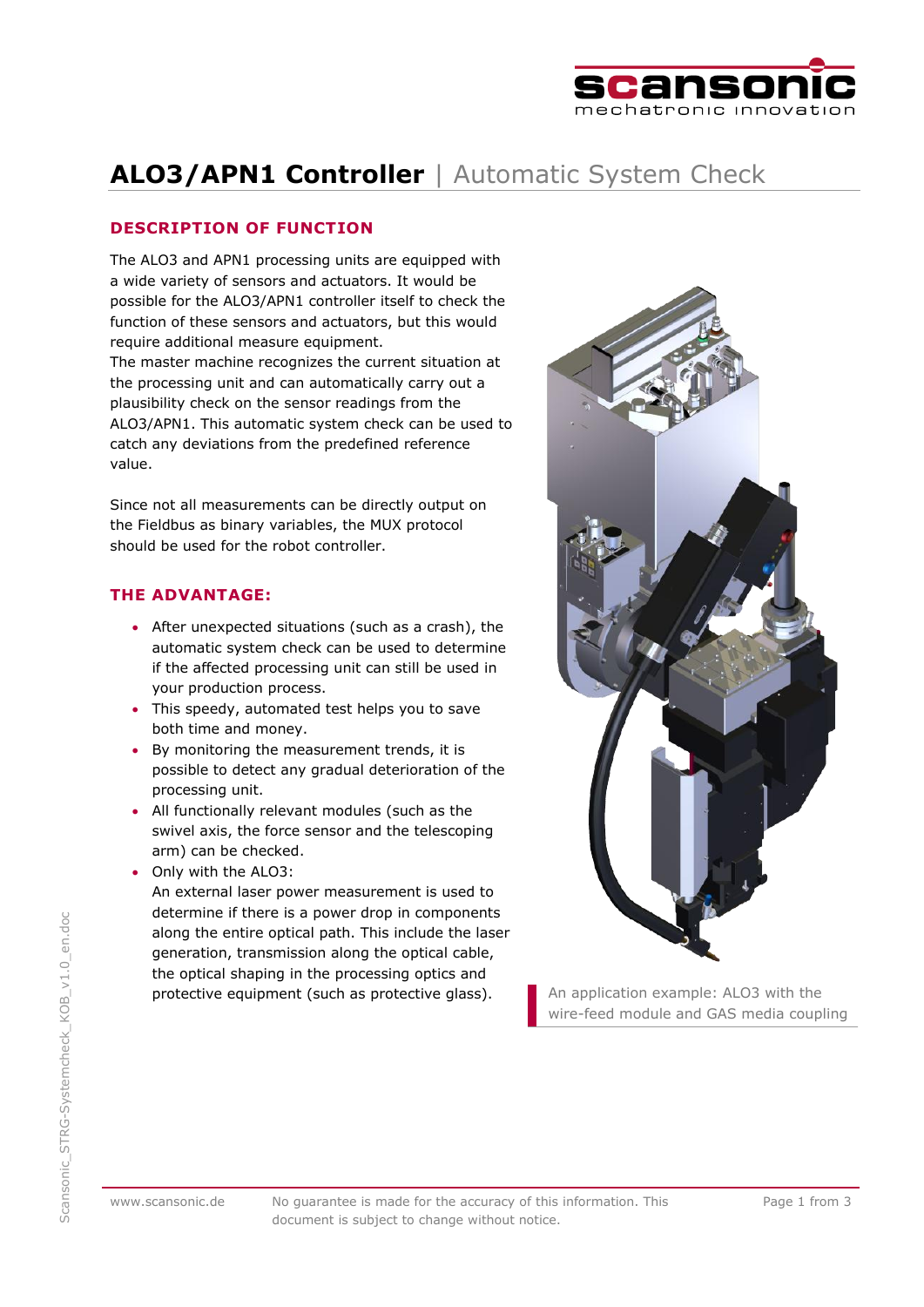# ALO3/APN1 Controller | Automatic System Check

## DESCRIPTION OF FUNCTION

The ALO3 and APN1 processing units are equipped with a wide variety of sensors and actuators. It would be possible for the ALO3/APN1 controller itself to check the function of these sensors and actuators, but this would require additional measure equipment.
The master machine recognizes the current situation at the processing unit and can automatically carry out a plausibility check on the sensor readings from the ALO3/APN1. This automatic system check can be used to catch any deviations from the predefined reference value.

Since not all measurements can be directly output on the Fieldbus as binary variables, the MUX protocol should be used for the robot controller.

## THE ADVANTAGE:

- After unexpected situations (such as a crash), the automatic system check can be used to determine if the affected processing unit can still be used in your production process.
- This speedy, automated test helps you to save both time and money.
- By monitoring the measurement trends, it is possible to detect any gradual deterioration of the processing unit.
- All functionally relevant modules (such as the swivel axis, the force sensor and the telescoping arm) can be checked.
- Only with the ALO3:
  An external laser power measurement is used to determine if there is a power drop in components along the entire optical path. This include the laser generation, transmission along the optical cable, the optical shaping in the processing optics and protective equipment (such as protective glass).

An application example: ALO3 with the wire-feed module and GAS media coupling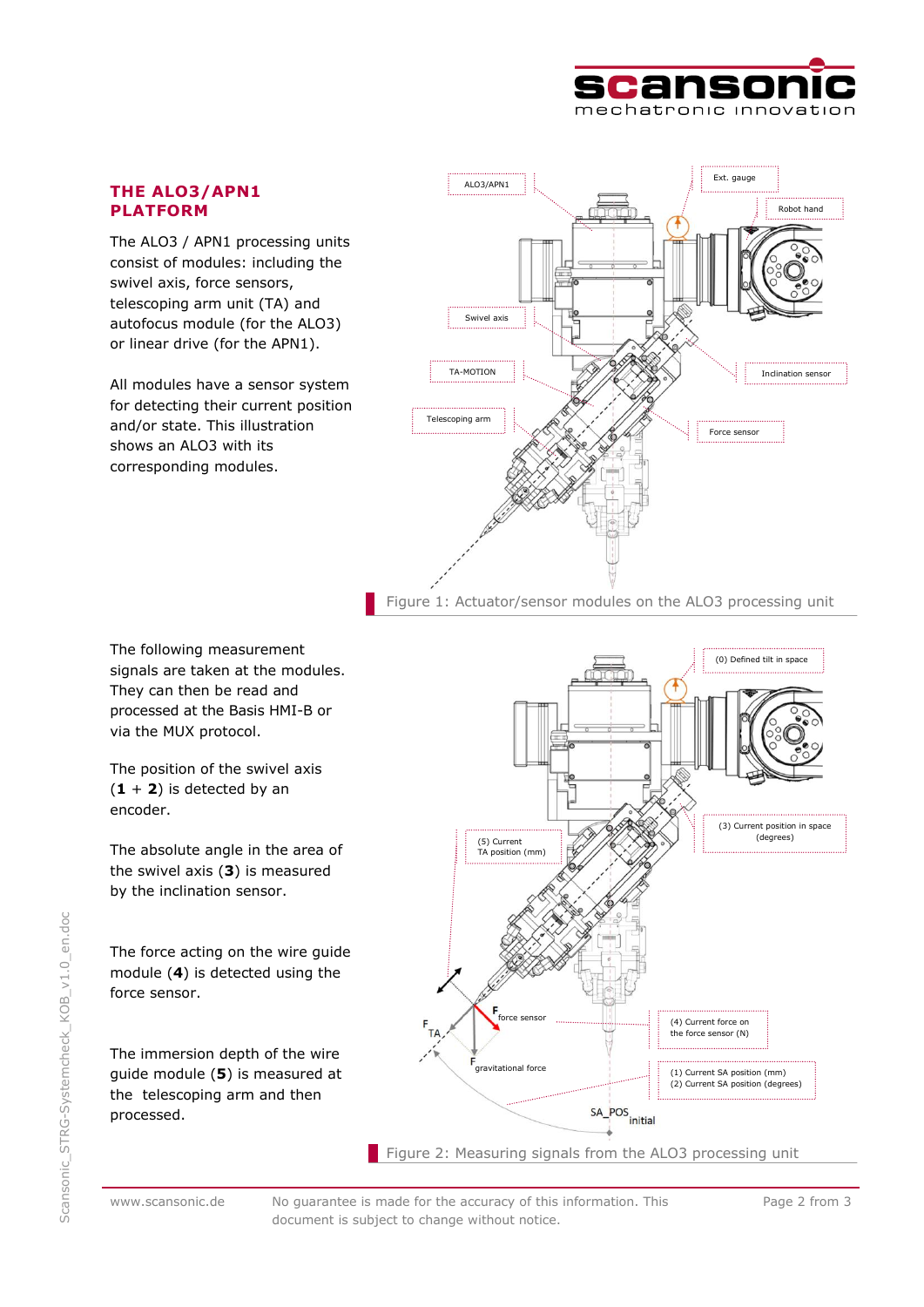## THE ALO3/APN1 PLATFORM

The ALO3 / APN1 processing units consist of modules: including the swivel axis, force sensors, telescoping arm unit (TA) and autofocus module (for the ALO3) or linear drive (for the APN1).

All modules have a sensor system for detecting their current position and/or state. This illustration shows an ALO3 with its corresponding modules.

Figure 1: Actuator/sensor modules on the ALO3 processing unit

The following measurement signals are taken at the modules. They can then be read and processed at the Basis HMI-B or via the MUX protocol.

The position of the swivel axis (**1** + **2**) is detected by an encoder.

The absolute angle in the area of the swivel axis (**3**) is measured by the inclination sensor.

The force acting on the wire guide module (**4**) is detected using the force sensor.

The immersion depth of the wire guide module (**5**) is measured at the telescoping arm and then processed.

Figure 2: Measuring signals from the ALO3 processing unit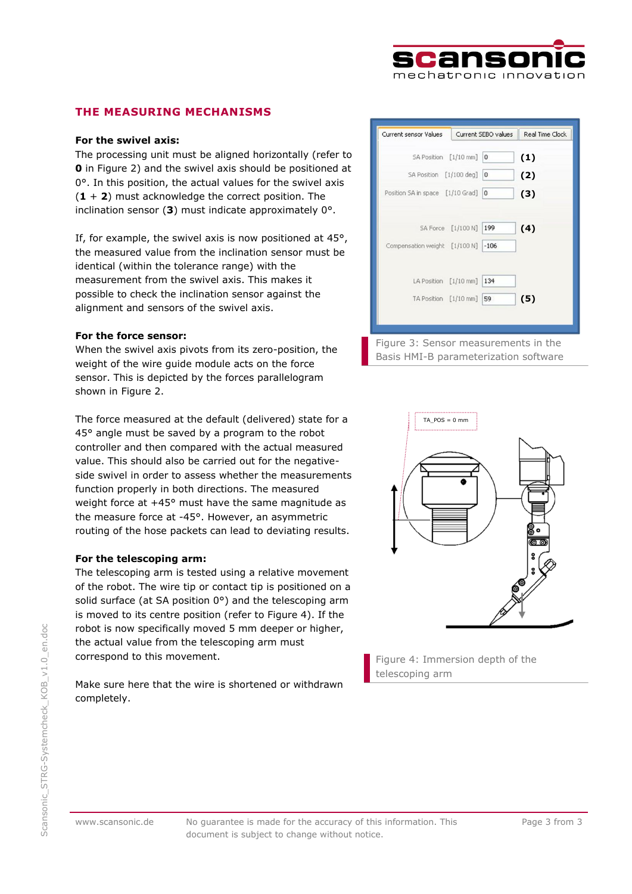## THE MEASURING MECHANISMS

**For the swivel axis:**
The processing unit must be aligned horizontally (refer to **0** in Figure 2) and the swivel axis should be positioned at 0°. In this position, the actual values for the swivel axis (**1** + **2**) must acknowledge the correct position. The inclination sensor (**3**) must indicate approximately 0°.

If, for example, the swivel axis is now positioned at 45°, the measured value from the inclination sensor must be identical (within the tolerance range) with the measurement from the swivel axis. This makes it possible to check the inclination sensor against the alignment and sensors of the swivel axis.

**For the force sensor:**
When the swivel axis pivots from its zero-position, the weight of the wire guide module acts on the force sensor. This is depicted by the forces parallelogram shown in Figure 2.

The force measured at the default (delivered) state for a 45° angle must be saved by a program to the robot controller and then compared with the actual measured value. This should also be carried out for the negative-side swivel in order to assess whether the measurements function properly in both directions. The measured weight force at +45° must have the same magnitude as the measure force at -45°. However, an asymmetric routing of the hose packets can lead to deviating results.

**For the telescoping arm:**
The telescoping arm is tested using a relative movement of the robot. The wire tip or contact tip is positioned on a solid surface (at SA position 0°) and the telescoping arm is moved to its centre position (refer to Figure 4). If the robot is now specifically moved 5 mm deeper or higher, the actual value from the telescoping arm must correspond to this movement.

Make sure here that the wire is shortened or withdrawn completely.

Current sensor Values | Current SEBO values | Real Time Clock

SA Position [1/10 mm] 0 **(1)**
SA Position [1/100 deg] 0 **(2)**
Position SA in space [1/10 Grad] 0 **(3)**
SA Force [1/100 N] 199 **(4)**
Compensation weight [1/100 N] -106
LA Position [1/10 mm] 134
TA Position [1/10 mm] 59 **(5)**

Figure 3: Sensor measurements in the Basis HMI-B parameterization software

TA_POS = 0 mm

Figure 4: Immersion depth of the telescoping arm